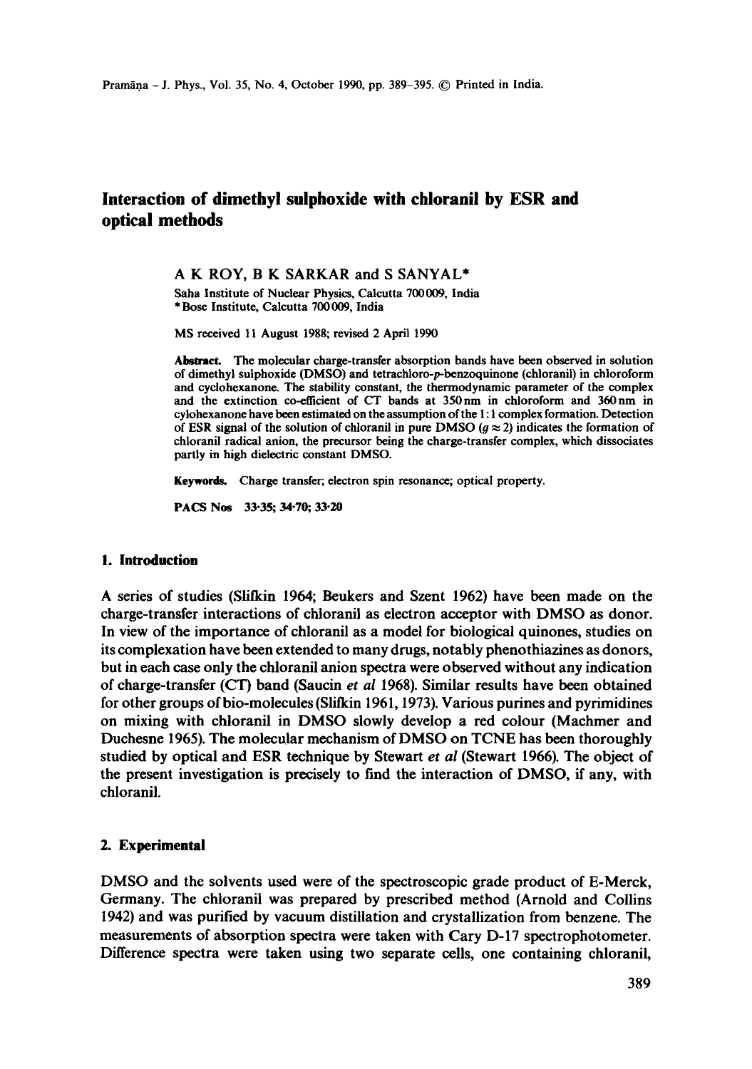# Interaction of dimethyl sulphoxide with chloranil by ESR and optical methods

A K ROY, B K SARKAR and S SANYAL*

Saha Institute of Nuclear Physics, Calcutta 700009, India
*Bose Institute, Calcutta 700009, India

MS received 11 August 1988; revised 2 April 1990

**Abstract.** The molecular charge-transfer absorption bands have been observed in solution of dimethyl sulphoxide (DMSO) and tetrachloro-*p*-benzoquinone (chloranil) in chloroform and cyclohexanone. The stability constant, the thermodynamic parameter of the complex and the extinction co-efficient of CT bands at 350 nm in chloroform and 360 nm in cylohexanone have been estimated on the assumption of the 1:1 complex formation. Detection of ESR signal of the solution of chloranil in pure DMSO ($g \approx 2$) indicates the formation of chloranil radical anion, the precursor being the charge-transfer complex, which dissociates partly in high dielectric constant DMSO.

**Keywords.** Charge transfer; electron spin resonance; optical property.

**PACS Nos** 33·35; 34·70; 33·20

## 1. Introduction

A series of studies (Slifkin 1964; Beukers and Szent 1962) have been made on the charge-transfer interactions of chloranil as electron acceptor with DMSO as donor. In view of the importance of chloranil as a model for biological quinones, studies on its complexation have been extended to many drugs, notably phenothiazines as donors, but in each case only the chloranil anion spectra were observed without any indication of charge-transfer (CT) band (Saucin *et al* 1968). Similar results have been obtained for other groups of bio-molecules (Slifkin 1961, 1973). Various purines and pyrimidines on mixing with chloranil in DMSO slowly develop a red colour (Machmer and Duchesne 1965). The molecular mechanism of DMSO on TCNE has been thoroughly studied by optical and ESR technique by Stewart *et al* (Stewart 1966). The object of the present investigation is precisely to find the interaction of DMSO, if any, with chloranil.

## 2. Experimental

DMSO and the solvents used were of the spectroscopic grade product of E-Merck, Germany. The chloranil was prepared by prescribed method (Arnold and Collins 1942) and was purified by vacuum distillation and crystallization from benzene. The measurements of absorption spectra were taken with Cary D-17 spectrophotometer. Difference spectra were taken using two separate cells, one containing chloranil,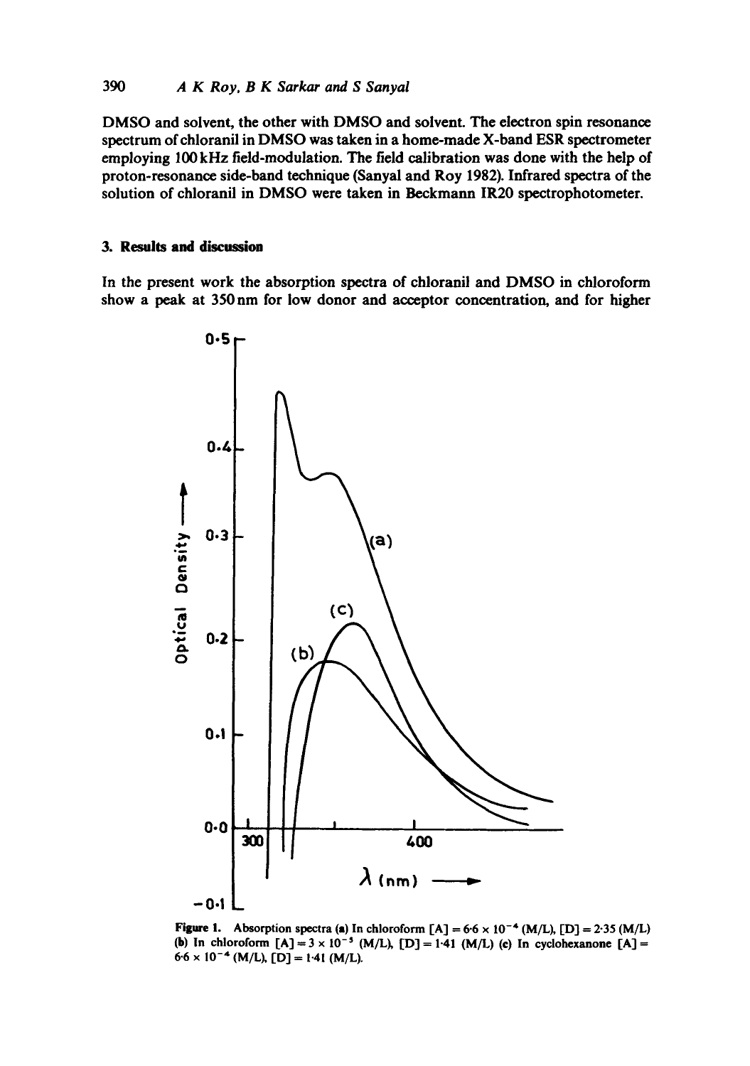DMSO and solvent, the other with DMSO and solvent. The electron spin resonance spectrum of chloranil in DMSO was taken in a home-made X-band ESR spectrometer employing 100 kHz field-modulation. The field calibration was done with the help of proton-resonance side-band technique (Sanyal and Roy 1982). Infrared spectra of the solution of chloranil in DMSO were taken in Beckmann IR20 spectrophotometer.

## 3. Results and discussion

In the present work the absorption spectra of chloranil and DMSO in chloroform show a peak at 350 nm for low donor and acceptor concentration, and for higher

**Figure 1.** Absorption spectra (a) In chloroform $[A] = 6.6 \times 10^{-4}$ (M/L), $[D] = 2.35$ (M/L) (b) In chloroform $[A] = 3 \times 10^{-5}$ (M/L), $[D] = 1.41$ (M/L) (c) In cyclohexanone $[A] = 6.6 \times 10^{-4}$ (M/L), $[D] = 1.41$ (M/L).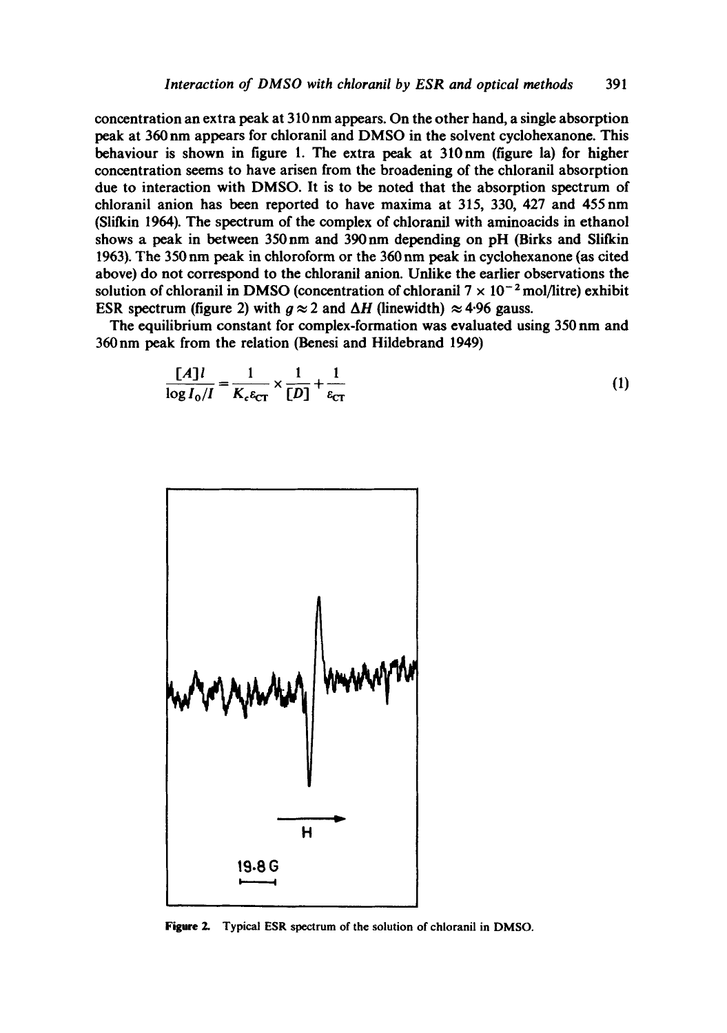concentration an extra peak at 310 nm appears. On the other hand, a single absorption peak at 360 nm appears for chloranil and DMSO in the solvent cyclohexanone. This behaviour is shown in figure 1. The extra peak at 310 nm (figure 1a) for higher concentration seems to have arisen from the broadening of the chloranil absorption due to interaction with DMSO. It is to be noted that the absorption spectrum of chloranil anion has been reported to have maxima at 315, 330, 427 and 455 nm (Slifkin 1964). The spectrum of the complex of chloranil with aminoacids in ethanol shows a peak in between 350 nm and 390 nm depending on pH (Birks and Slifkin 1963). The 350 nm peak in chloroform or the 360 nm peak in cyclohexanone (as cited above) do not correspond to the chloranil anion. Unlike the earlier observations the solution of chloranil in DMSO (concentration of chloranil $7 \times 10^{-2}$ mol/litre) exhibit ESR spectrum (figure 2) with $g \approx 2$ and $\Delta H$ (linewidth) $\approx 4 \cdot 96$ gauss.

The equilibrium constant for complex-formation was evaluated using 350 nm and 360 nm peak from the relation (Benesi and Hildebrand 1949)

$$\frac{[A]l}{\log I_0/I} = \frac{1}{K_c \varepsilon_{CT}} \times \frac{1}{[D]} + \frac{1}{\varepsilon_{CT}} \tag{1}$$

Figure 2. Typical ESR spectrum of the solution of chloranil in DMSO.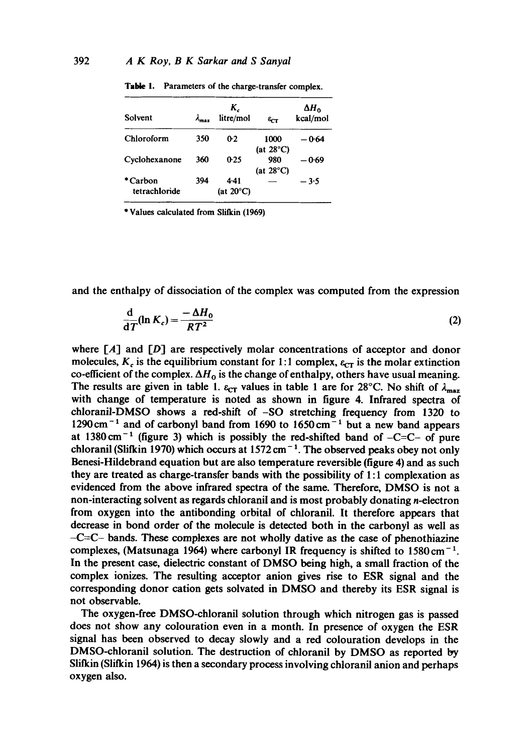**Table 1.** Parameters of the charge-transfer complex.

| Solvent | $\lambda_{max}$ | $K_c$ litre/mol | $\varepsilon_{CT}$ | $\Delta H_0$ kcal/mol |
|---|---|---|---|---|
| Chloroform | 350 | 0·2 | 1000 (at 28°C) | −0·64 |
| Cyclohexanone | 360 | 0·25 | 980 (at 28°C) | −0·69 |
| *Carbon tetrachloride | 394 | 4·41 (at 20°C) | — | −3·5 |

* Values calculated from Slifkin (1969)

and the enthalpy of dissociation of the complex was computed from the expression

$$\frac{\mathrm{d}}{\mathrm{d}T}(\ln K_c) = \frac{-\Delta H_0}{RT^2} \tag{2}$$

where $[A]$ and $[D]$ are respectively molar concentrations of acceptor and donor molecules, $K_c$ is the equilibrium constant for 1:1 complex, $\varepsilon_{CT}$ is the molar extinction co-efficient of the complex. $\Delta H_0$ is the change of enthalpy, others have usual meaning. The results are given in table 1. $\varepsilon_{CT}$ values in table 1 are for 28°C. No shift of $\lambda_{max}$ with change of temperature is noted as shown in figure 4. Infrared spectra of chloranil-DMSO shows a red-shift of –SO stretching frequency from 1320 to 1290 cm$^{-1}$ and of carbonyl band from 1690 to 1650 cm$^{-1}$ but a new band appears at 1380 cm$^{-1}$ (figure 3) which is possibly the red-shifted band of –C=C– of pure chloranil (Slifkin 1970) which occurs at 1572 cm$^{-1}$. The observed peaks obey not only Benesi-Hildebrand equation but are also temperature reversible (figure 4) and as such they are treated as charge-transfer bands with the possibility of 1:1 complexation as evidenced from the above infrared spectra of the same. Therefore, DMSO is not a non-interacting solvent as regards chloranil and is most probably donating $n$-electron from oxygen into the antibonding orbital of chloranil. It therefore appears that decrease in bond order of the molecule is detected both in the carbonyl as well as –C=C– bands. These complexes are not wholly dative as the case of phenothiazine complexes, (Matsunaga 1964) where carbonyl IR frequency is shifted to 1580 cm$^{-1}$. In the present case, dielectric constant of DMSO being high, a small fraction of the complex ionizes. The resulting acceptor anion gives rise to ESR signal and the corresponding donor cation gets solvated in DMSO and thereby its ESR signal is not observable.

The oxygen-free DMSO-chloranil solution through which nitrogen gas is passed does not show any colouration even in a month. In presence of oxygen the ESR signal has been observed to decay slowly and a red colouration develops in the DMSO-chloranil solution. The destruction of chloranil by DMSO as reported by Slifkin (Slifkin 1964) is then a secondary process involving chloranil anion and perhaps oxygen also.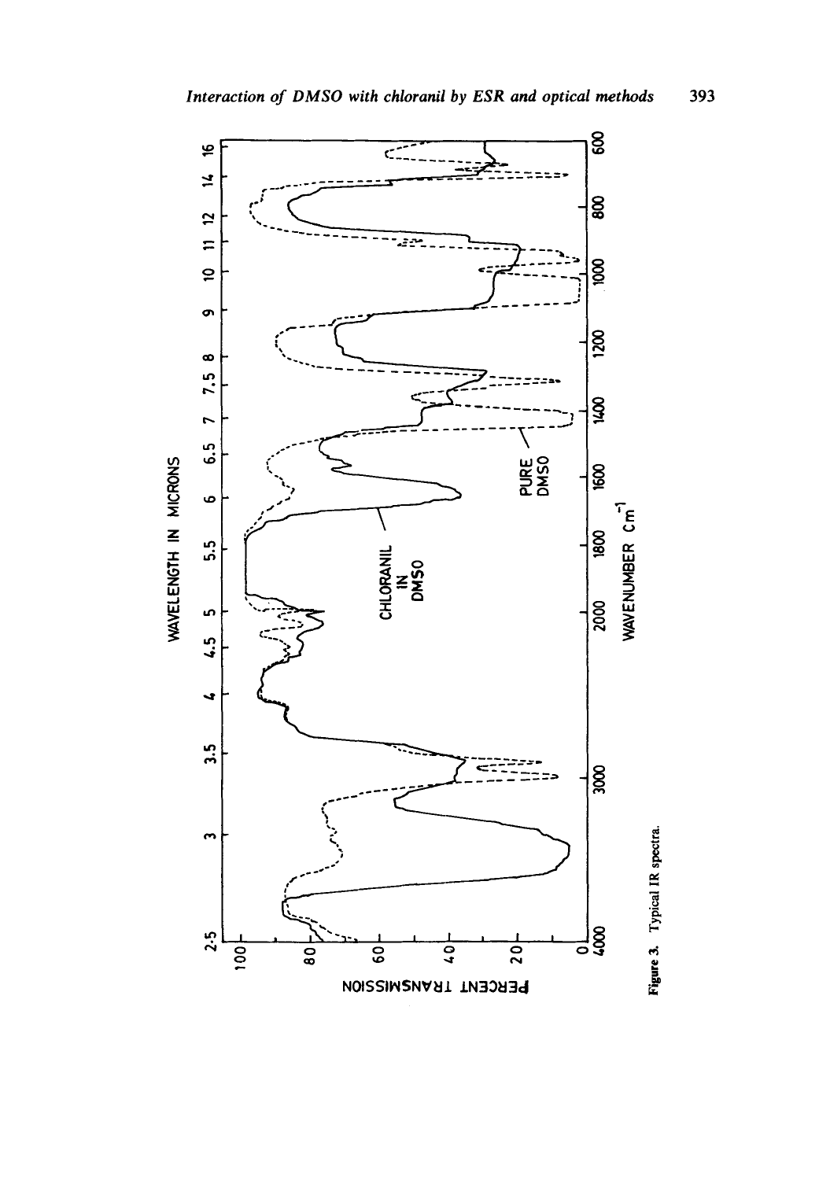Figure 3. Typical IR spectra.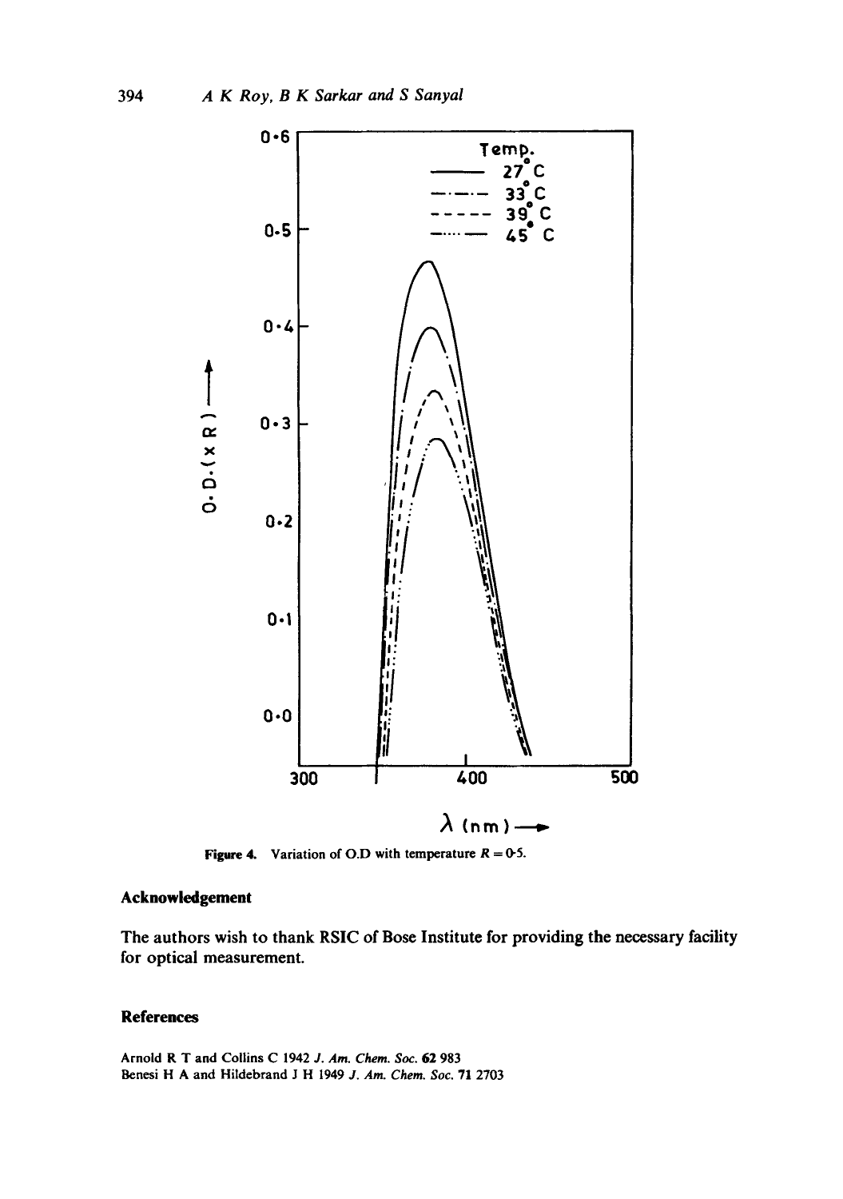Figure 4. Variation of O.D with temperature $R = 0.5$.

## Acknowledgement

The authors wish to thank RSIC of Bose Institute for providing the necessary facility for optical measurement.

## References

Arnold R T and Collins C 1942 *J. Am. Chem. Soc.* **62** 983

Benesi H A and Hildebrand J H 1949 *J. Am. Chem. Soc.* **71** 2703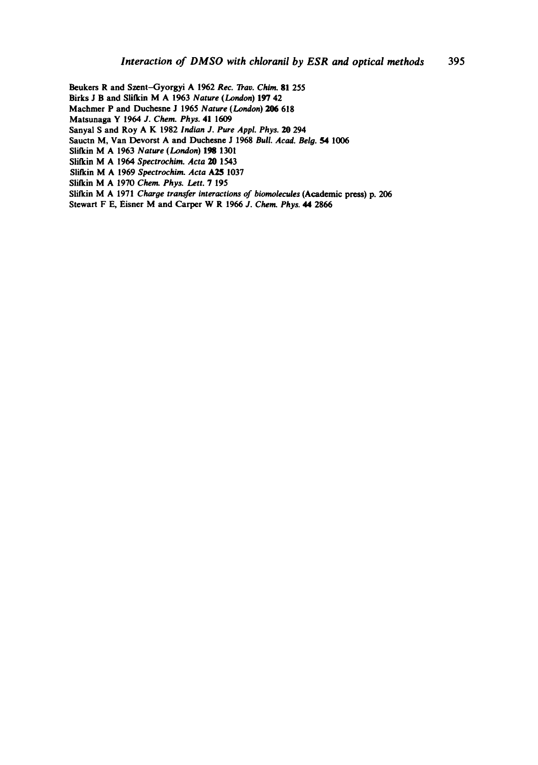Beukers R and Szent–Gyorgyi A 1962 *Rec. Trav. Chim.* **81** 255
Birks J B and Slifkin M A 1963 *Nature (London)* **197** 42
Machmer P and Duchesne J 1965 *Nature (London)* **206** 618
Matsunaga Y 1964 *J. Chem. Phys.* **41** 1609
Sanyal S and Roy A K 1982 *Indian J. Pure Appl. Phys.* **20** 294
Sauctn M, Van Devorst A and Duchesne J 1968 *Bull. Acad. Belg.* **54** 1006
Slifkin M A 1963 *Nature (London)* **198** 1301
Slifkin M A 1964 *Spectrochim. Acta* **20** 1543
Slifkin M A 1969 *Spectrochim. Acta* **A25** 1037
Slifkin M A 1970 *Chem. Phys. Lett.* **7** 195
Slifkin M A 1971 *Charge transfer interactions of biomolecules* (Academic press) p. 206
Stewart F E, Eisner M and Carper W R 1966 *J. Chem. Phys.* **44** 2866